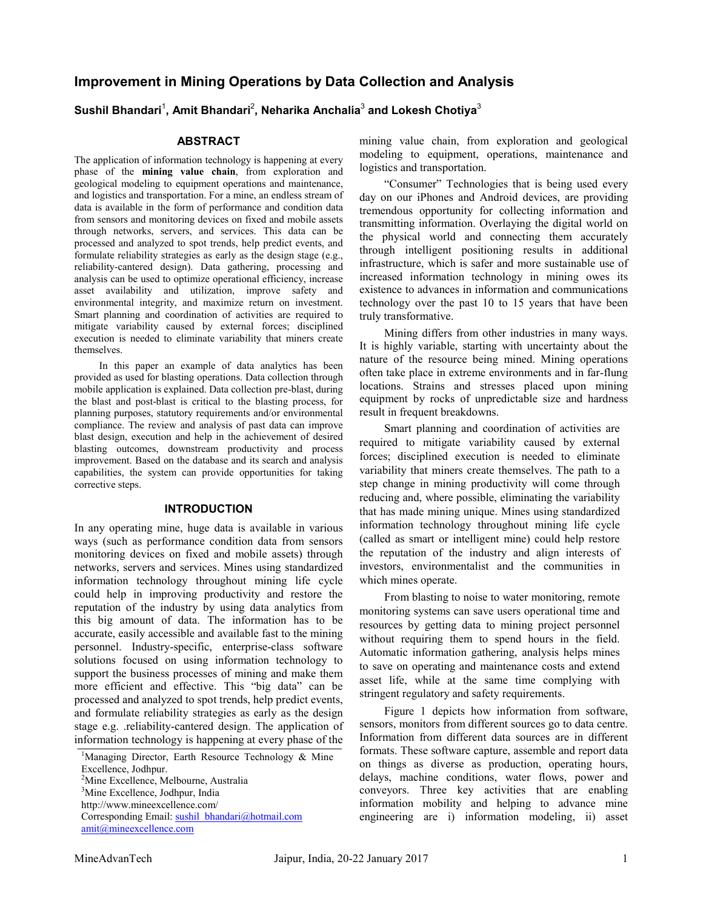# Improvement in Mining Operations by Data Collection and Analysis

**Sushil Bhandari[1], Amit Bhandari[2], Neharika Anchalia[3] and Lokesh Chotiya[3]**

## ABSTRACT

The application of information technology is happening at every phase of the **mining value chain**, from exploration and geological modeling to equipment operations and maintenance, and logistics and transportation. For a mine, an endless stream of data is available in the form of performance and condition data from sensors and monitoring devices on fixed and mobile assets through networks, servers, and services. This data can be processed and analyzed to spot trends, help predict events, and formulate reliability strategies as early as the design stage (e.g., reliability-cantered design). Data gathering, processing and analysis can be used to optimize operational efficiency, increase asset availability and utilization, improve safety and environmental integrity, and maximize return on investment. Smart planning and coordination of activities are required to mitigate variability caused by external forces; disciplined execution is needed to eliminate variability that miners create themselves.

In this paper an example of data analytics has been provided as used for blasting operations. Data collection through mobile application is explained. Data collection pre-blast, during the blast and post-blast is critical to the blasting process, for planning purposes, statutory requirements and/or environmental compliance. The review and analysis of past data can improve blast design, execution and help in the achievement of desired blasting outcomes, downstream productivity and process improvement. Based on the database and its search and analysis capabilities, the system can provide opportunities for taking corrective steps.

## INTRODUCTION

In any operating mine, huge data is available in various ways (such as performance condition data from sensors monitoring devices on fixed and mobile assets) through networks, servers and services. Mines using standardized information technology throughout mining life cycle could help in improving productivity and restore the reputation of the industry by using data analytics from this big amount of data. The information has to be accurate, easily accessible and available fast to the mining personnel. Industry-specific, enterprise-class software solutions focused on using information technology to support the business processes of mining and make them more efficient and effective. This "big data" can be processed and analyzed to spot trends, help predict events, and formulate reliability strategies as early as the design stage e.g. .reliability-cantered design. The application of information technology is happening at every phase of the mining value chain, from exploration and geological modeling to equipment, operations, maintenance and logistics and transportation.

"Consumer" Technologies that is being used every day on our iPhones and Android devices, are providing tremendous opportunity for collecting information and transmitting information. Overlaying the digital world on the physical world and connecting them accurately through intelligent positioning results in additional infrastructure, which is safer and more sustainable use of increased information technology in mining owes its existence to advances in information and communications technology over the past 10 to 15 years that have been truly transformative.

Mining differs from other industries in many ways. It is highly variable, starting with uncertainty about the nature of the resource being mined. Mining operations often take place in extreme environments and in far-flung locations. Strains and stresses placed upon mining equipment by rocks of unpredictable size and hardness result in frequent breakdowns.

Smart planning and coordination of activities are required to mitigate variability caused by external forces; disciplined execution is needed to eliminate variability that miners create themselves. The path to a step change in mining productivity will come through reducing and, where possible, eliminating the variability that has made mining unique. Mines using standardized information technology throughout mining life cycle (called as smart or intelligent mine) could help restore the reputation of the industry and align interests of investors, environmentalist and the communities in which mines operate.

From blasting to noise to water monitoring, remote monitoring systems can save users operational time and resources by getting data to mining project personnel without requiring them to spend hours in the field. Automatic information gathering, analysis helps mines to save on operating and maintenance costs and extend asset life, while at the same time complying with stringent regulatory and safety requirements.

Figure 1 depicts how information from software, sensors, monitors from different sources go to data centre. Information from different data sources are in different formats. These software capture, assemble and report data on things as diverse as production, operating hours, delays, machine conditions, water flows, power and conveyors. Three key activities that are enabling information mobility and helping to advance mine engineering are i) information modeling, ii) asset

---

[1]Managing Director, Earth Resource Technology & Mine Excellence, Jodhpur.
[2]Mine Excellence, Melbourne, Australia
[3]Mine Excellence, Jodhpur, India
http://www.mineexcellence.com/
Corresponding Email: sushil_bhandari@hotmail.com
amit@mineexcellence.com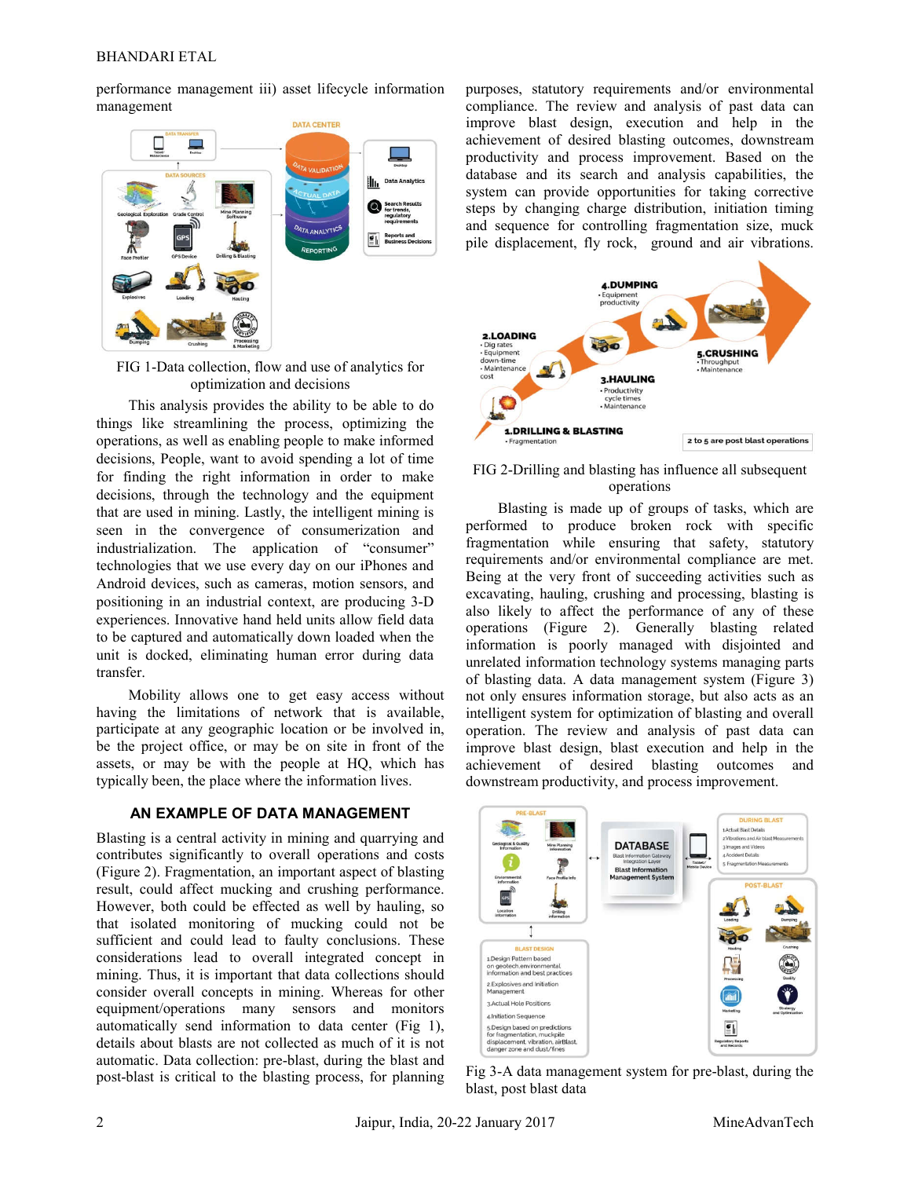performance management iii) asset lifecycle information management

FIG 1-Data collection, flow and use of analytics for optimization and decisions

This analysis provides the ability to be able to do things like streamlining the process, optimizing the operations, as well as enabling people to make informed decisions, People, want to avoid spending a lot of time for finding the right information in order to make decisions, through the technology and the equipment that are used in mining. Lastly, the intelligent mining is seen in the convergence of consumerization and industrialization. The application of "consumer" technologies that we use every day on our iPhones and Android devices, such as cameras, motion sensors, and positioning in an industrial context, are producing 3-D experiences. Innovative hand held units allow field data to be captured and automatically down loaded when the unit is docked, eliminating human error during data transfer.

Mobility allows one to get easy access without having the limitations of network that is available, participate at any geographic location or be involved in, be the project office, or may be on site in front of the assets, or may be with the people at HQ, which has typically been, the place where the information lives.

## AN EXAMPLE OF DATA MANAGEMENT

Blasting is a central activity in mining and quarrying and contributes significantly to overall operations and costs (Figure 2). Fragmentation, an important aspect of blasting result, could affect mucking and crushing performance. However, both could be effected as well by hauling, so that isolated monitoring of mucking could not be sufficient and could lead to faulty conclusions. These considerations lead to overall integrated concept in mining. Thus, it is important that data collections should consider overall concepts in mining. Whereas for other equipment/operations many sensors and monitors automatically send information to data center (Fig 1), details about blasts are not collected as much of it is not automatic. Data collection: pre-blast, during the blast and post-blast is critical to the blasting process, for planning purposes, statutory requirements and/or environmental compliance. The review and analysis of past data can improve blast design, execution and help in the achievement of desired blasting outcomes, downstream productivity and process improvement. Based on the database and its search and analysis capabilities, the system can provide opportunities for taking corrective steps by changing charge distribution, initiation timing and sequence for controlling fragmentation size, muck pile displacement, fly rock, ground and air vibrations.

FIG 2-Drilling and blasting has influence all subsequent operations

Blasting is made up of groups of tasks, which are performed to produce broken rock with specific fragmentation while ensuring that safety, statutory requirements and/or environmental compliance are met. Being at the very front of succeeding activities such as excavating, hauling, crushing and processing, blasting is also likely to affect the performance of any of these operations (Figure 2). Generally blasting related information is poorly managed with disjointed and unrelated information technology systems managing parts of blasting data. A data management system (Figure 3) not only ensures information storage, but also acts as an intelligent system for optimization of blasting and overall operation. The review and analysis of past data can improve blast design, blast execution and help in the achievement of desired blasting outcomes and downstream productivity, and process improvement.

Fig 3-A data management system for pre-blast, during the blast, post blast data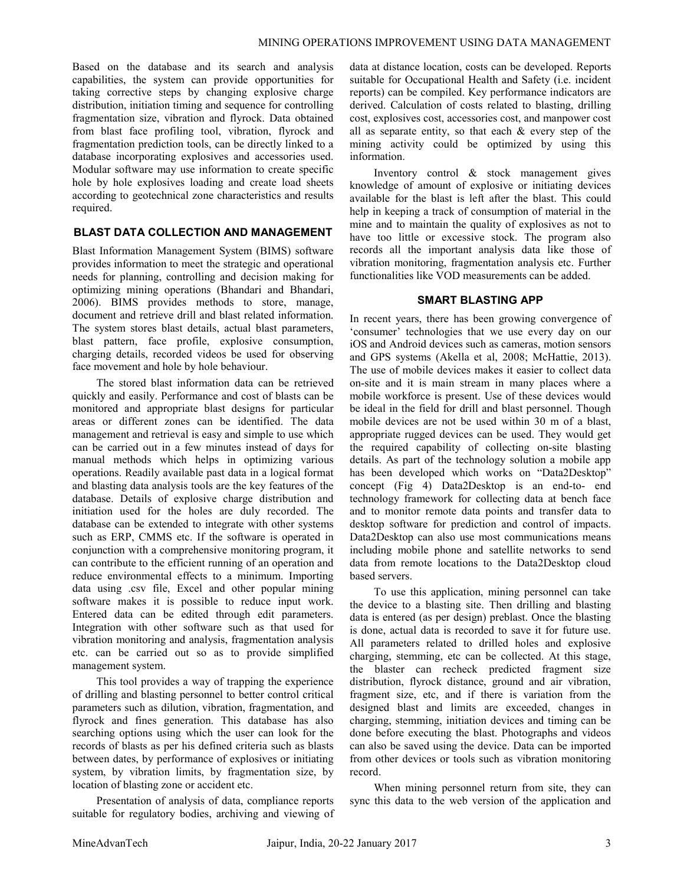Based on the database and its search and analysis capabilities, the system can provide opportunities for taking corrective steps by changing explosive charge distribution, initiation timing and sequence for controlling fragmentation size, vibration and flyrock. Data obtained from blast face profiling tool, vibration, flyrock and fragmentation prediction tools, can be directly linked to a database incorporating explosives and accessories used. Modular software may use information to create specific hole by hole explosives loading and create load sheets according to geotechnical zone characteristics and results required.

## BLAST DATA COLLECTION AND MANAGEMENT

Blast Information Management System (BIMS) software provides information to meet the strategic and operational needs for planning, controlling and decision making for optimizing mining operations (Bhandari and Bhandari, 2006). BIMS provides methods to store, manage, document and retrieve drill and blast related information. The system stores blast details, actual blast parameters, blast pattern, face profile, explosive consumption, charging details, recorded videos be used for observing face movement and hole by hole behaviour.

The stored blast information data can be retrieved quickly and easily. Performance and cost of blasts can be monitored and appropriate blast designs for particular areas or different zones can be identified. The data management and retrieval is easy and simple to use which can be carried out in a few minutes instead of days for manual methods which helps in optimizing various operations. Readily available past data in a logical format and blasting data analysis tools are the key features of the database. Details of explosive charge distribution and initiation used for the holes are duly recorded. The database can be extended to integrate with other systems such as ERP, CMMS etc. If the software is operated in conjunction with a comprehensive monitoring program, it can contribute to the efficient running of an operation and reduce environmental effects to a minimum. Importing data using .csv file, Excel and other popular mining software makes it is possible to reduce input work. Entered data can be edited through edit parameters. Integration with other software such as that used for vibration monitoring and analysis, fragmentation analysis etc. can be carried out so as to provide simplified management system.

This tool provides a way of trapping the experience of drilling and blasting personnel to better control critical parameters such as dilution, vibration, fragmentation, and flyrock and fines generation. This database has also searching options using which the user can look for the records of blasts as per his defined criteria such as blasts between dates, by performance of explosives or initiating system, by vibration limits, by fragmentation size, by location of blasting zone or accident etc.

Presentation of analysis of data, compliance reports suitable for regulatory bodies, archiving and viewing of data at distance location, costs can be developed. Reports suitable for Occupational Health and Safety (i.e. incident reports) can be compiled. Key performance indicators are derived. Calculation of costs related to blasting, drilling cost, explosives cost, accessories cost, and manpower cost all as separate entity, so that each & every step of the mining activity could be optimized by using this information.

Inventory control & stock management gives knowledge of amount of explosive or initiating devices available for the blast is left after the blast. This could help in keeping a track of consumption of material in the mine and to maintain the quality of explosives as not to have too little or excessive stock. The program also records all the important analysis data like those of vibration monitoring, fragmentation analysis etc. Further functionalities like VOD measurements can be added.

## SMART BLASTING APP

In recent years, there has been growing convergence of 'consumer' technologies that we use every day on our iOS and Android devices such as cameras, motion sensors and GPS systems (Akella et al, 2008; McHattie, 2013). The use of mobile devices makes it easier to collect data on-site and it is main stream in many places where a mobile workforce is present. Use of these devices would be ideal in the field for drill and blast personnel. Though mobile devices are not be used within 30 m of a blast, appropriate rugged devices can be used. They would get the required capability of collecting on-site blasting details. As part of the technology solution a mobile app has been developed which works on "Data2Desktop" concept (Fig 4) Data2Desktop is an end-to- end technology framework for collecting data at bench face and to monitor remote data points and transfer data to desktop software for prediction and control of impacts. Data2Desktop can also use most communications means including mobile phone and satellite networks to send data from remote locations to the Data2Desktop cloud based servers.

To use this application, mining personnel can take the device to a blasting site. Then drilling and blasting data is entered (as per design) preblast. Once the blasting is done, actual data is recorded to save it for future use. All parameters related to drilled holes and explosive charging, stemming, etc can be collected. At this stage, the blaster can recheck predicted fragment size distribution, flyrock distance, ground and air vibration, fragment size, etc, and if there is variation from the designed blast and limits are exceeded, changes in charging, stemming, initiation devices and timing can be done before executing the blast. Photographs and videos can also be saved using the device. Data can be imported from other devices or tools such as vibration monitoring record.

When mining personnel return from site, they can sync this data to the web version of the application and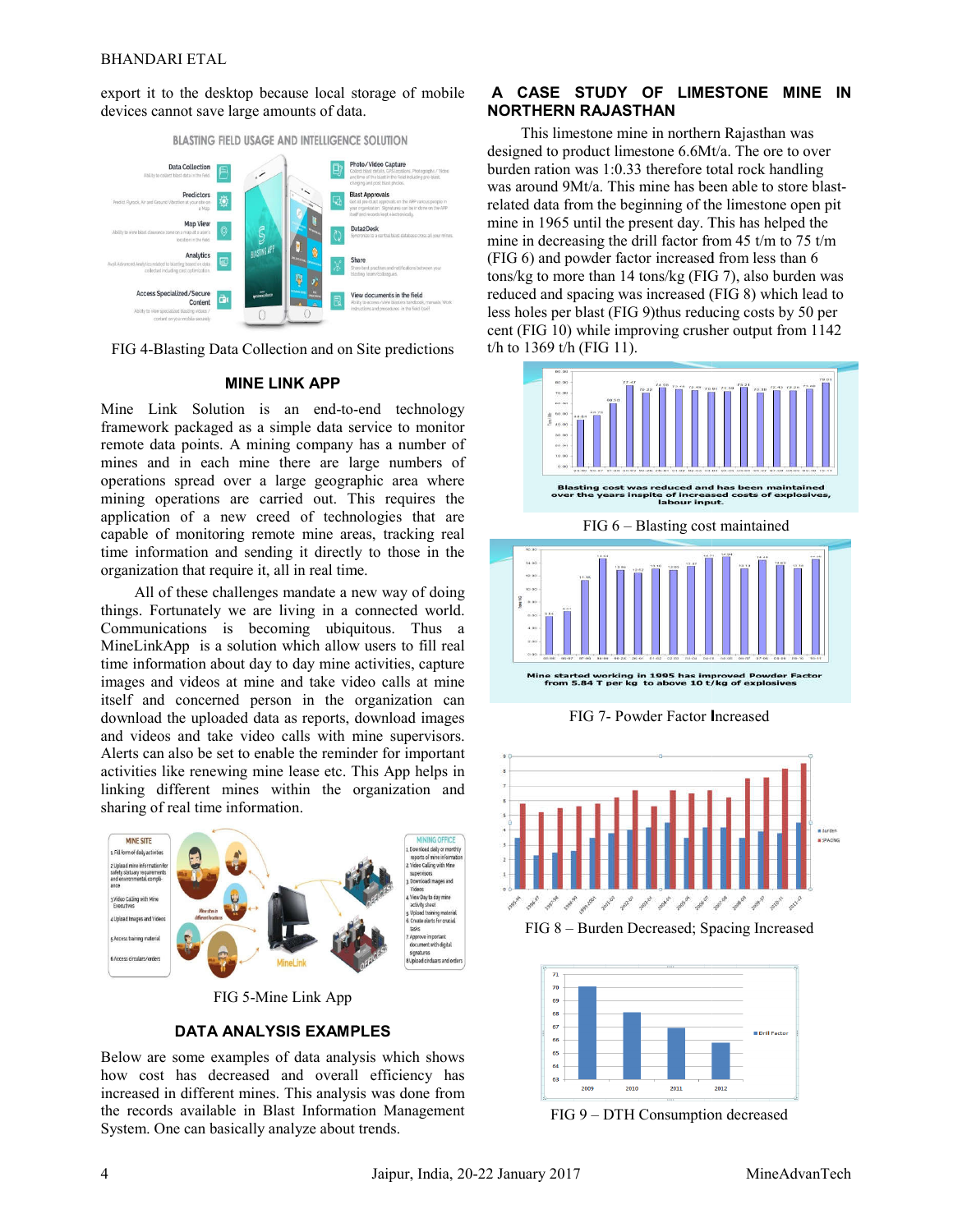export it to the desktop because local storage of mobile devices cannot save large amounts of data.

FIG 4-Blasting Data Collection and on Site predictions

## MINE LINK APP

Mine Link Solution is an end-to-end technology framework packaged as a simple data service to monitor remote data points. A mining company has a number of mines and in each mine there are large numbers of operations spread over a large geographic area where mining operations are carried out. This requires the application of a new creed of technologies that are capable of monitoring remote mine areas, tracking real time information and sending it directly to those in the organization that require it, all in real time.

All of these challenges mandate a new way of doing things. Fortunately we are living in a connected world. Communications is becoming ubiquitous. Thus a MineLinkApp is a solution which allow users to fill real time information about day to day mine activities, capture images and videos at mine and take video calls at mine itself and concerned person in the organization can download the uploaded data as reports, download images and videos and take video calls with mine supervisors. Alerts can also be set to enable the reminder for important activities like renewing mine lease etc. This App helps in linking different mines within the organization and sharing of real time information.

FIG 5-Mine Link App

## DATA ANALYSIS EXAMPLES

Below are some examples of data analysis which shows how cost has decreased and overall efficiency has increased in different mines. This analysis was done from the records available in Blast Information Management System. One can basically analyze about trends.

## A CASE STUDY OF LIMESTONE MINE IN NORTHERN RAJASTHAN

This limestone mine in northern Rajasthan was designed to product limestone 6.6Mt/a. The ore to over burden ration was 1:0.33 therefore total rock handling was around 9Mt/a. This mine has been able to store blast-related data from the beginning of the limestone open pit mine in 1965 until the present day. This has helped the mine in decreasing the drill factor from 45 t/m to 75 t/m (FIG 6) and powder factor increased from less than 6 tons/kg to more than 14 tons/kg (FIG 7), also burden was reduced and spacing was increased (FIG 8) which lead to less holes per blast (FIG 9)thus reducing costs by 50 per cent (FIG 10) while improving crusher output from 1142 t/h to 1369 t/h (FIG 11).

FIG 6 – Blasting cost maintained

FIG 7- Powder Factor Increased

FIG 8 – Burden Decreased; Spacing Increased

FIG 9 – DTH Consumption decreased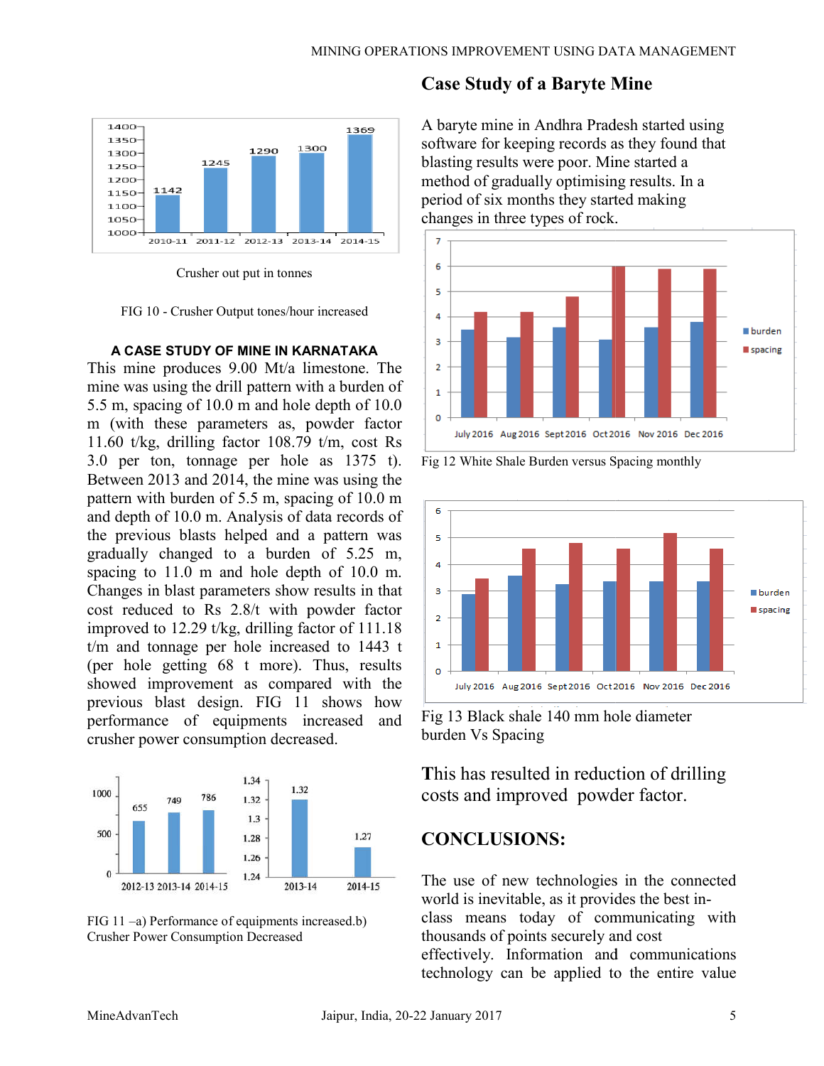Crusher out put in tonnes

FIG 10 - Crusher Output tones/hour increased

### A CASE STUDY OF MINE IN KARNATAKA

This mine produces 9.00 Mt/a limestone. The mine was using the drill pattern with a burden of 5.5 m, spacing of 10.0 m and hole depth of 10.0 m (with these parameters as, powder factor 11.60 t/kg, drilling factor 108.79 t/m, cost Rs 3.0 per ton, tonnage per hole as 1375 t). Between 2013 and 2014, the mine was using the pattern with burden of 5.5 m, spacing of 10.0 m and depth of 10.0 m. Analysis of data records of the previous blasts helped and a pattern was gradually changed to a burden of 5.25 m, spacing to 11.0 m and hole depth of 10.0 m. Changes in blast parameters show results in that cost reduced to Rs 2.8/t with powder factor improved to 12.29 t/kg, drilling factor of 111.18 t/m and tonnage per hole increased to 1443 t (per hole getting 68 t more). Thus, results showed improvement as compared with the previous blast design. FIG 11 shows how performance of equipments increased and crusher power consumption decreased.

FIG 11 –a) Performance of equipments increased.b) Crusher Power Consumption Decreased

## Case Study of a Baryte Mine

A baryte mine in Andhra Pradesh started using software for keeping records as they found that blasting results were poor. Mine started a method of gradually optimising results. In a period of six months they started making changes in three types of rock.

Fig 12 White Shale Burden versus Spacing monthly

Fig 13 Black shale 140 mm hole diameter burden Vs Spacing

This has resulted in reduction of drilling costs and improved powder factor.

## CONCLUSIONS:

The use of new technologies in the connected world is inevitable, as it provides the best in-class means today of communicating with thousands of points securely and cost effectively. Information and communications technology can be applied to the entire value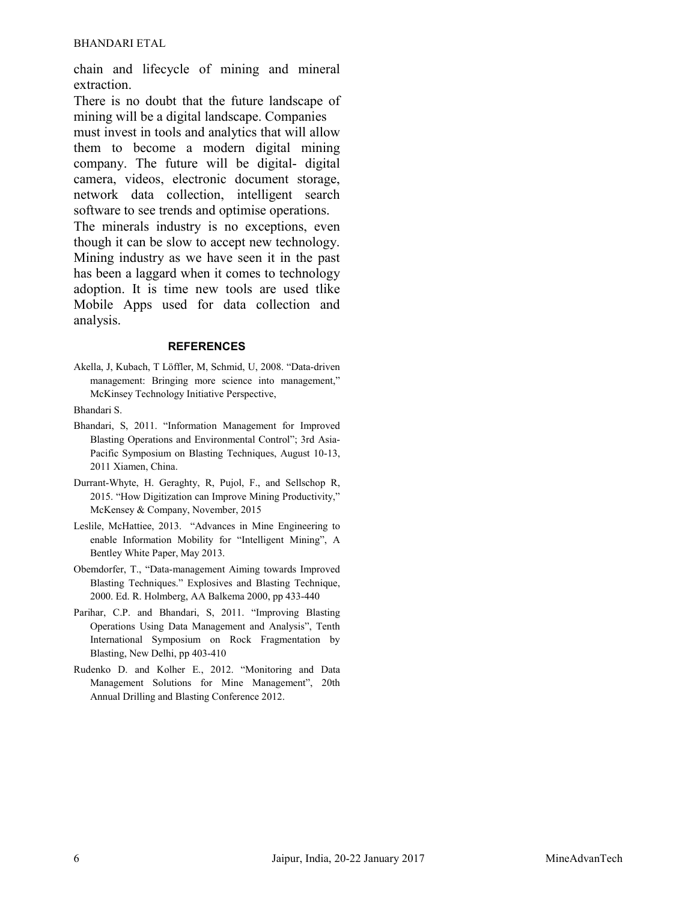chain and lifecycle of mining and mineral extraction.

There is no doubt that the future landscape of mining will be a digital landscape. Companies must invest in tools and analytics that will allow them to become a modern digital mining company. The future will be digital- digital camera, videos, electronic document storage, network data collection, intelligent search software to see trends and optimise operations.

The minerals industry is no exceptions, even though it can be slow to accept new technology. Mining industry as we have seen it in the past has been a laggard when it comes to technology adoption. It is time new tools are used tlike Mobile Apps used for data collection and analysis.

## REFERENCES

Akella, J, Kubach, T Löffler, M, Schmid, U, 2008. "Data-driven management: Bringing more science into management," McKinsey Technology Initiative Perspective,

Bhandari S.

Bhandari, S, 2011. "Information Management for Improved Blasting Operations and Environmental Control"; 3rd Asia-Pacific Symposium on Blasting Techniques, August 10-13, 2011 Xiamen, China.

Durrant-Whyte, H. Geraghty, R, Pujol, F., and Sellschop R, 2015. "How Digitization can Improve Mining Productivity," McKensey & Company, November, 2015

Leslile, McHattiee, 2013. "Advances in Mine Engineering to enable Information Mobility for "Intelligent Mining", A Bentley White Paper, May 2013.

Obemdorfer, T., "Data-management Aiming towards Improved Blasting Techniques." Explosives and Blasting Technique, 2000. Ed. R. Holmberg, AA Balkema 2000, pp 433-440

Parihar, C.P. and Bhandari, S, 2011. "Improving Blasting Operations Using Data Management and Analysis", Tenth International Symposium on Rock Fragmentation by Blasting, New Delhi, pp 403-410

Rudenko D. and Kolher E., 2012. "Monitoring and Data Management Solutions for Mine Management", 20th Annual Drilling and Blasting Conference 2012.